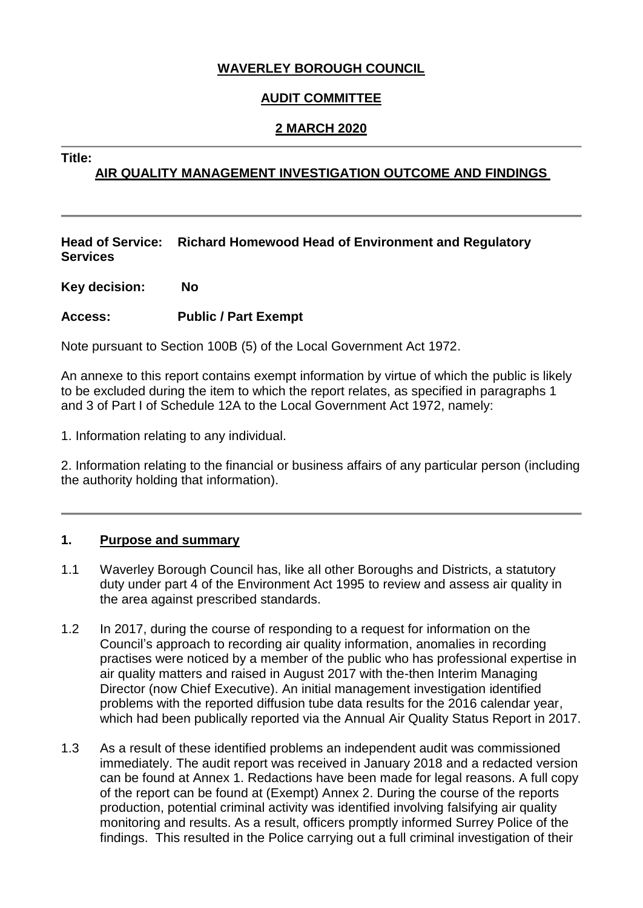**WAVERLEY BOROUGH COUNCIL**

**AUDIT COMMITTEE**

**2 MARCH 2020**

---

**Title:**

**AIR QUALITY MANAGEMENT INVESTIGATION OUTCOME AND FINDINGS**

---

**Head of Service: Richard Homewood Head of Environment and Regulatory Services**

**Key decision: No**

**Access: Public / Part Exempt**

Note pursuant to Section 100B (5) of the Local Government Act 1972.

An annexe to this report contains exempt information by virtue of which the public is likely to be excluded during the item to which the report relates, as specified in paragraphs 1 and 3 of Part I of Schedule 12A to the Local Government Act 1972, namely:

1. Information relating to any individual.

2. Information relating to the financial or business affairs of any particular person (including the authority holding that information).

---

## 1. Purpose and summary

1.1 Waverley Borough Council has, like all other Boroughs and Districts, a statutory duty under part 4 of the Environment Act 1995 to review and assess air quality in the area against prescribed standards.

1.2 In 2017, during the course of responding to a request for information on the Council's approach to recording air quality information, anomalies in recording practises were noticed by a member of the public who has professional expertise in air quality matters and raised in August 2017 with the-then Interim Managing Director (now Chief Executive). An initial management investigation identified problems with the reported diffusion tube data results for the 2016 calendar year, which had been publically reported via the Annual Air Quality Status Report in 2017.

1.3 As a result of these identified problems an independent audit was commissioned immediately. The audit report was received in January 2018 and a redacted version can be found at Annex 1. Redactions have been made for legal reasons. A full copy of the report can be found at (Exempt) Annex 2. During the course of the reports production, potential criminal activity was identified involving falsifying air quality monitoring and results. As a result, officers promptly informed Surrey Police of the findings. This resulted in the Police carrying out a full criminal investigation of their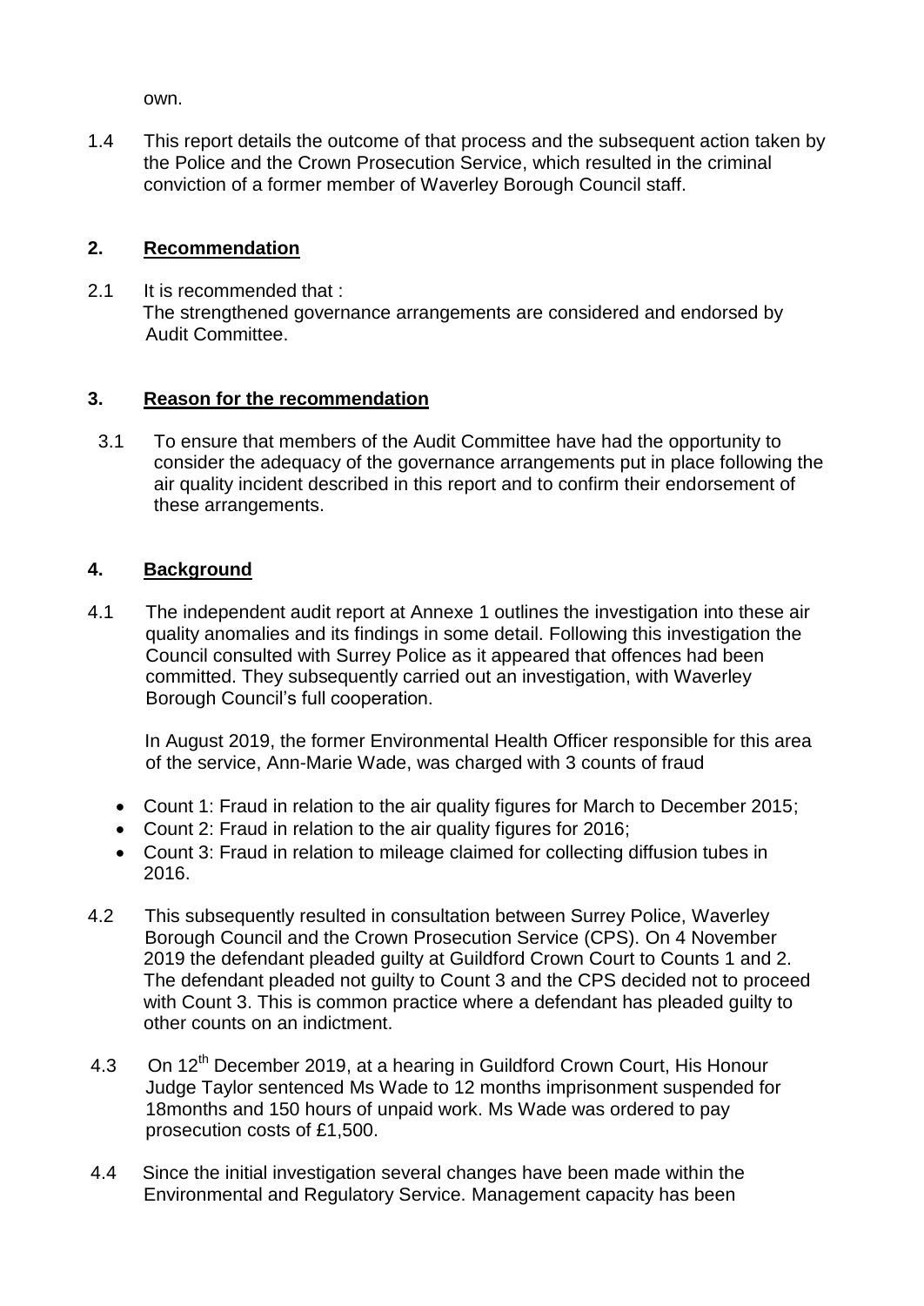own.

1.4 This report details the outcome of that process and the subsequent action taken by the Police and the Crown Prosecution Service, which resulted in the criminal conviction of a former member of Waverley Borough Council staff.

## 2. Recommendation

2.1 It is recommended that :
The strengthened governance arrangements are considered and endorsed by Audit Committee.

## 3. Reason for the recommendation

3.1 To ensure that members of the Audit Committee have had the opportunity to consider the adequacy of the governance arrangements put in place following the air quality incident described in this report and to confirm their endorsement of these arrangements.

## 4. Background

4.1 The independent audit report at Annexe 1 outlines the investigation into these air quality anomalies and its findings in some detail. Following this investigation the Council consulted with Surrey Police as it appeared that offences had been committed. They subsequently carried out an investigation, with Waverley Borough Council's full cooperation.

In August 2019, the former Environmental Health Officer responsible for this area of the service, Ann-Marie Wade, was charged with 3 counts of fraud

- Count 1: Fraud in relation to the air quality figures for March to December 2015;
- Count 2: Fraud in relation to the air quality figures for 2016;
- Count 3: Fraud in relation to mileage claimed for collecting diffusion tubes in 2016.

4.2 This subsequently resulted in consultation between Surrey Police, Waverley Borough Council and the Crown Prosecution Service (CPS). On 4 November 2019 the defendant pleaded guilty at Guildford Crown Court to Counts 1 and 2. The defendant pleaded not guilty to Count 3 and the CPS decided not to proceed with Count 3. This is common practice where a defendant has pleaded guilty to other counts on an indictment.

4.3 On 12th December 2019, at a hearing in Guildford Crown Court, His Honour Judge Taylor sentenced Ms Wade to 12 months imprisonment suspended for 18months and 150 hours of unpaid work. Ms Wade was ordered to pay prosecution costs of £1,500.

4.4 Since the initial investigation several changes have been made within the Environmental and Regulatory Service. Management capacity has been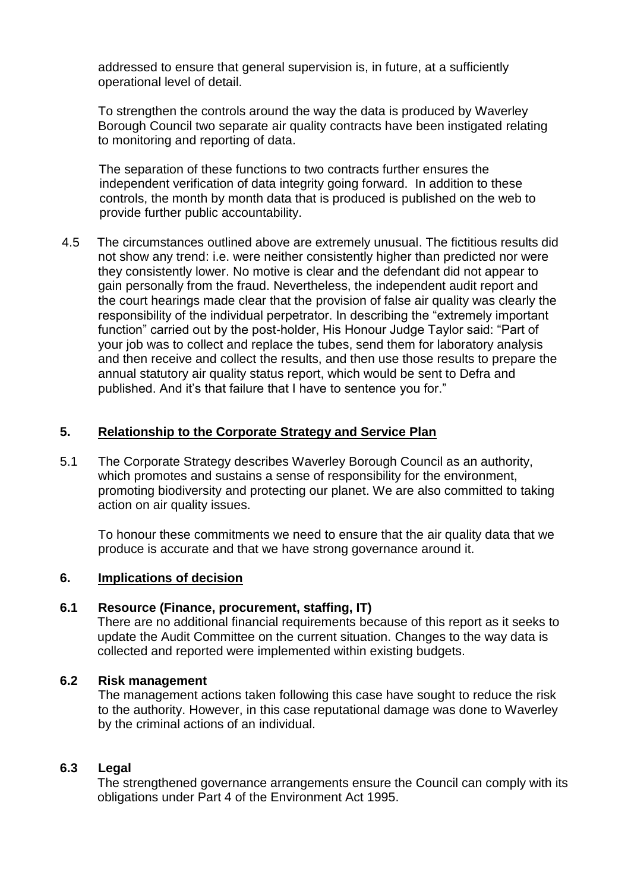addressed to ensure that general supervision is, in future, at a sufficiently operational level of detail.

To strengthen the controls around the way the data is produced by Waverley Borough Council two separate air quality contracts have been instigated relating to monitoring and reporting of data.

The separation of these functions to two contracts further ensures the independent verification of data integrity going forward. In addition to these controls, the month by month data that is produced is published on the web to provide further public accountability.

4.5 The circumstances outlined above are extremely unusual. The fictitious results did not show any trend: i.e. were neither consistently higher than predicted nor were they consistently lower. No motive is clear and the defendant did not appear to gain personally from the fraud. Nevertheless, the independent audit report and the court hearings made clear that the provision of false air quality was clearly the responsibility of the individual perpetrator. In describing the "extremely important function" carried out by the post-holder, His Honour Judge Taylor said: "Part of your job was to collect and replace the tubes, send them for laboratory analysis and then receive and collect the results, and then use those results to prepare the annual statutory air quality status report, which would be sent to Defra and published. And it's that failure that I have to sentence you for."

## 5. Relationship to the Corporate Strategy and Service Plan

5.1 The Corporate Strategy describes Waverley Borough Council as an authority, which promotes and sustains a sense of responsibility for the environment, promoting biodiversity and protecting our planet. We are also committed to taking action on air quality issues.

To honour these commitments we need to ensure that the air quality data that we produce is accurate and that we have strong governance around it.

## 6. Implications of decision

### 6.1 Resource (Finance, procurement, staffing, IT)

There are no additional financial requirements because of this report as it seeks to update the Audit Committee on the current situation. Changes to the way data is collected and reported were implemented within existing budgets.

### 6.2 Risk management

The management actions taken following this case have sought to reduce the risk to the authority. However, in this case reputational damage was done to Waverley by the criminal actions of an individual.

### 6.3 Legal

The strengthened governance arrangements ensure the Council can comply with its obligations under Part 4 of the Environment Act 1995.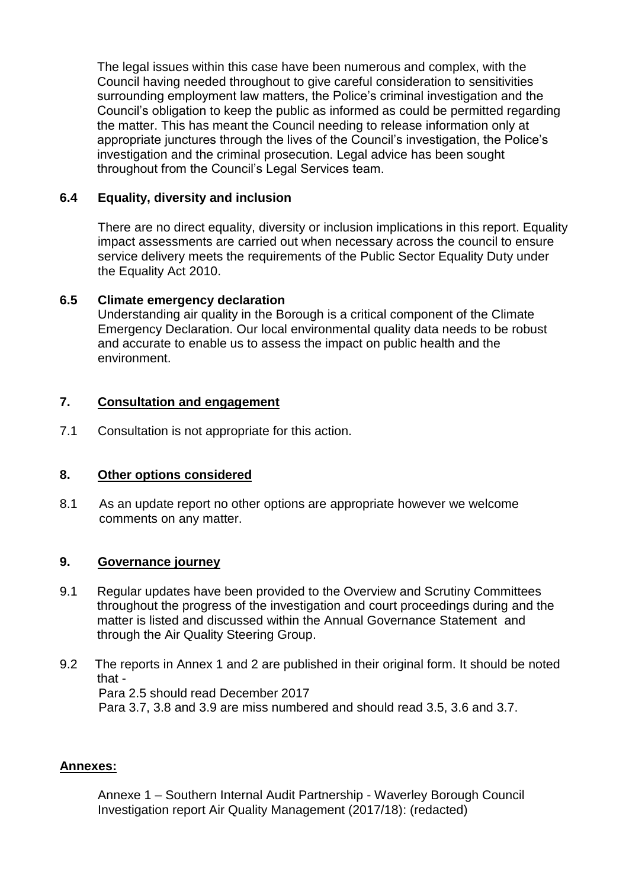The legal issues within this case have been numerous and complex, with the Council having needed throughout to give careful consideration to sensitivities surrounding employment law matters, the Police's criminal investigation and the Council's obligation to keep the public as informed as could be permitted regarding the matter. This has meant the Council needing to release information only at appropriate junctures through the lives of the Council's investigation, the Police's investigation and the criminal prosecution. Legal advice has been sought throughout from the Council's Legal Services team.

### 6.4 Equality, diversity and inclusion

There are no direct equality, diversity or inclusion implications in this report. Equality impact assessments are carried out when necessary across the council to ensure service delivery meets the requirements of the Public Sector Equality Duty under the Equality Act 2010.

### 6.5 Climate emergency declaration

Understanding air quality in the Borough is a critical component of the Climate Emergency Declaration. Our local environmental quality data needs to be robust and accurate to enable us to assess the impact on public health and the environment.

## 7. Consultation and engagement

7.1 Consultation is not appropriate for this action.

## 8. Other options considered

8.1 As an update report no other options are appropriate however we welcome comments on any matter.

## 9. Governance journey

9.1 Regular updates have been provided to the Overview and Scrutiny Committees throughout the progress of the investigation and court proceedings during and the matter is listed and discussed within the Annual Governance Statement and through the Air Quality Steering Group.

9.2 The reports in Annex 1 and 2 are published in their original form. It should be noted that -
Para 2.5 should read December 2017
Para 3.7, 3.8 and 3.9 are miss numbered and should read 3.5, 3.6 and 3.7.

## Annexes:

Annexe 1 – Southern Internal Audit Partnership - Waverley Borough Council Investigation report Air Quality Management (2017/18): (redacted)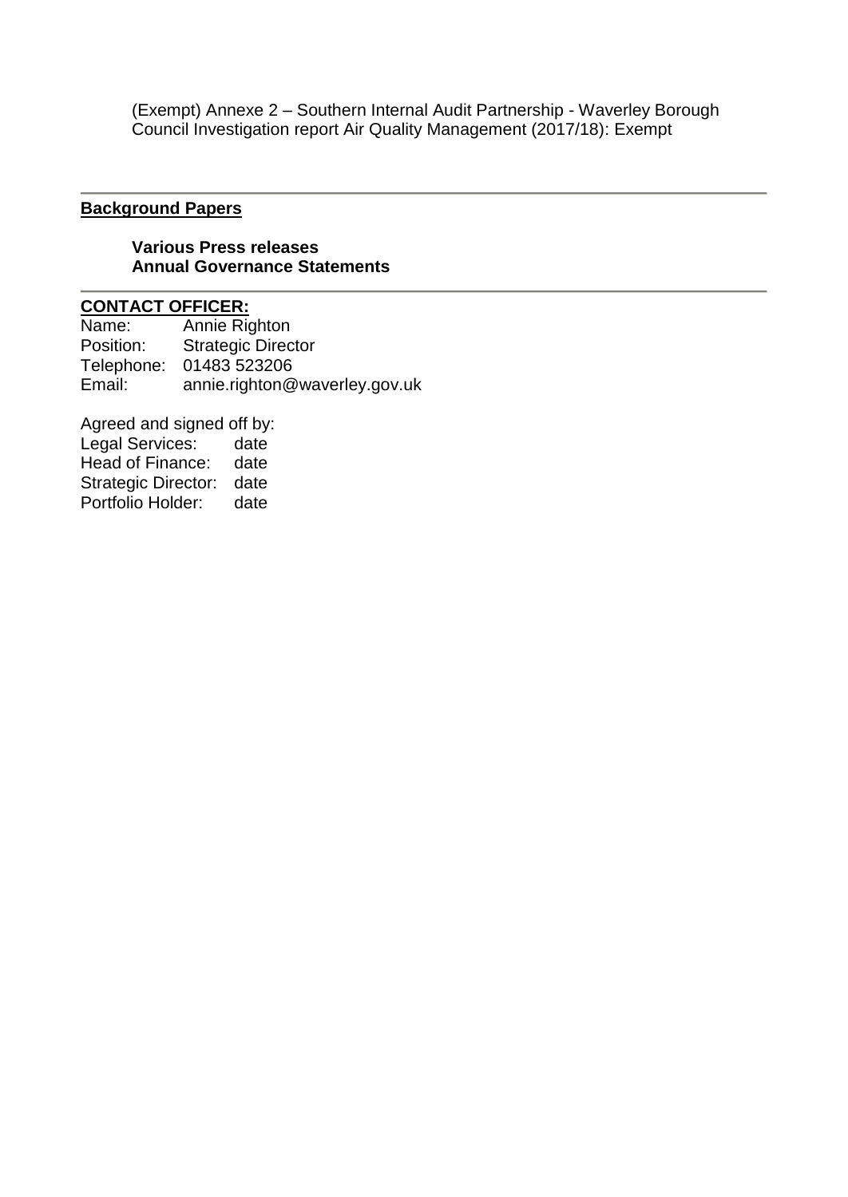(Exempt) Annexe 2 – Southern Internal Audit Partnership - Waverley Borough Council Investigation report Air Quality Management (2017/18): Exempt

---

## Background Papers

**Various Press releases**
**Annual Governance Statements**

---

## CONTACT OFFICER:

Name: Annie Righton
Position: Strategic Director
Telephone: 01483 523206
Email: annie.righton@waverley.gov.uk

Agreed and signed off by:
Legal Services: date
Head of Finance: date
Strategic Director: date
Portfolio Holder: date